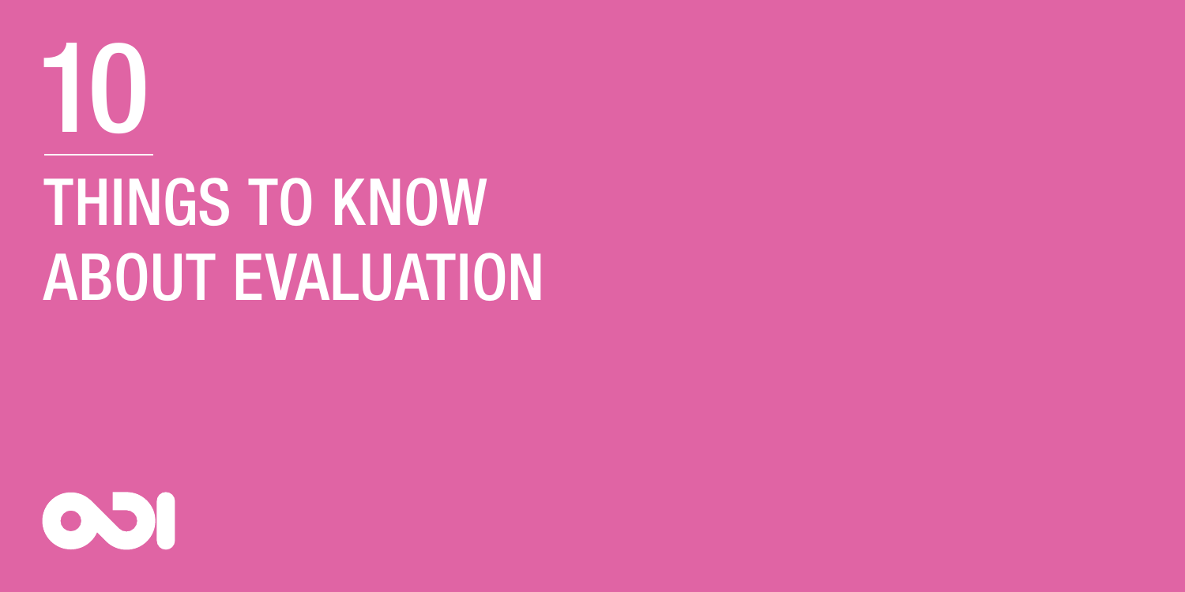# 10

# THINGS TO KNOW ABOUT EVALUATION

ODI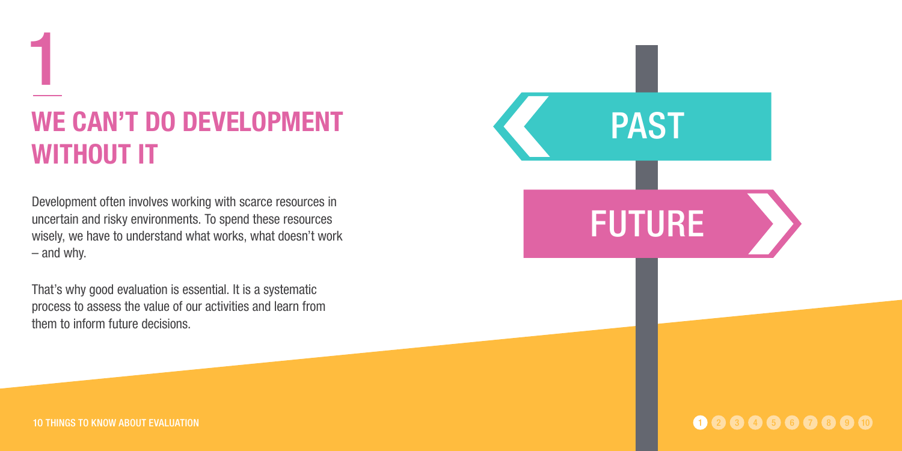# 1

## WE CAN'T DO DEVELOPMENT WITHOUT IT

Development often involves working with scarce resources in uncertain and risky environments. To spend these resources wisely, we have to understand what works, what doesn't work – and why.

That's why good evaluation is essential. It is a systematic process to assess the value of our activities and learn from them to inform future decisions.

PAST

FUTURE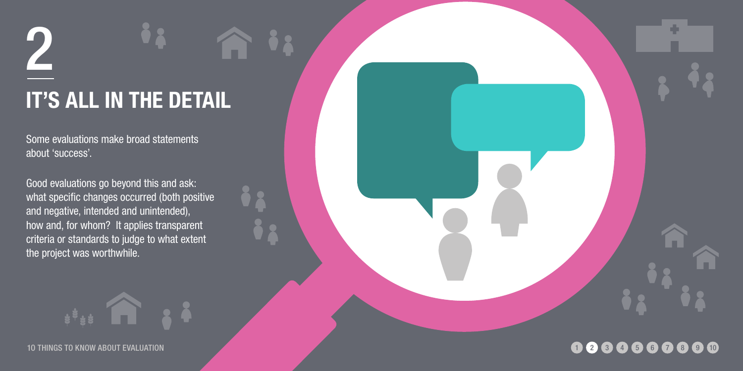# 2

## IT'S ALL IN THE DETAIL

Some evaluations make broad statements about 'success'.

Good evaluations go beyond this and ask: what specific changes occurred (both positive and negative, intended and unintended), how and, for whom? It applies transparent criteria or standards to judge to what extent the project was worthwhile.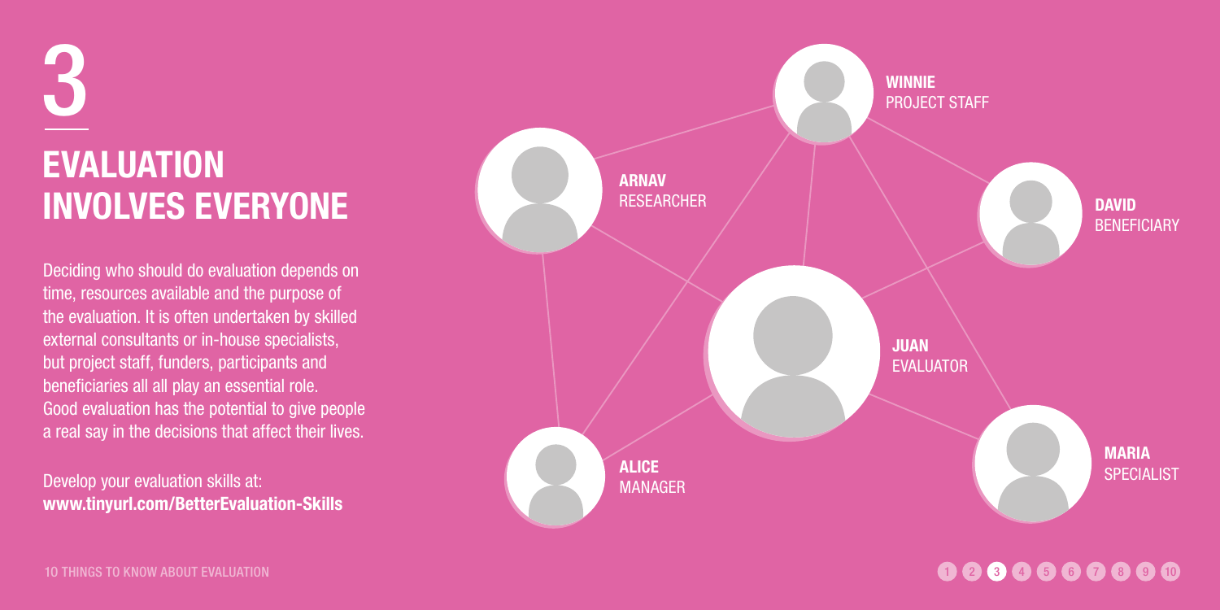# 3

## EVALUATION INVOLVES EVERYONE

Deciding who should do evaluation depends on time, resources available and the purpose of the evaluation. It is often undertaken by skilled external consultants or in-house specialists, but project staff, funders, participants and beneficiaries all all play an essential role. Good evaluation has the potential to give people a real say in the decisions that affect their lives.

Develop your evaluation skills at:
**www.tinyurl.com/BetterEvaluation-Skills**

**WINNIE**
PROJECT STAFF

**ARNAV**
RESEARCHER

**DAVID**
BENEFICIARY

**JUAN**
EVALUATOR

**ALICE**
MANAGER

**MARIA**
SPECIALIST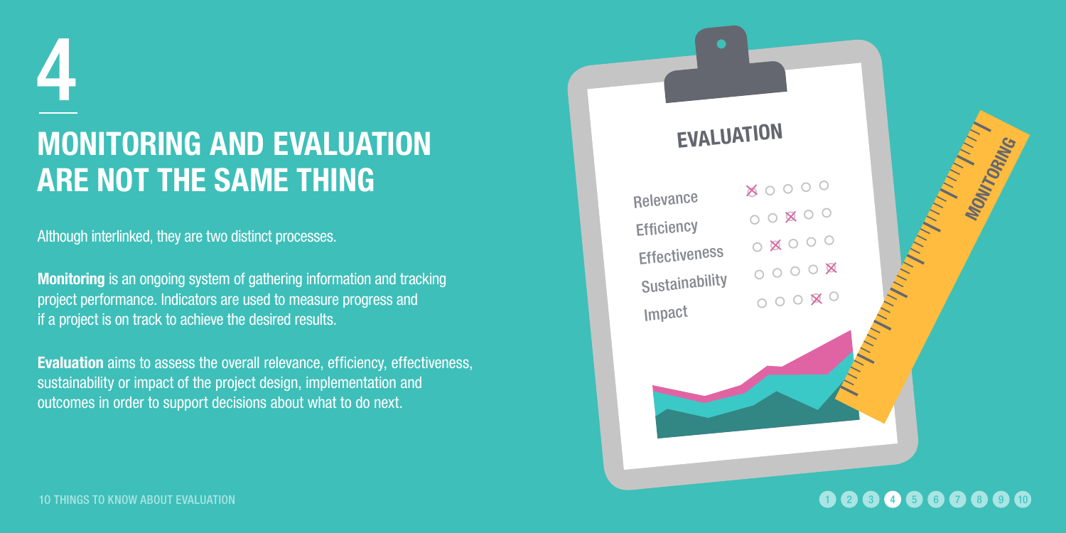# 4

## MONITORING AND EVALUATION ARE NOT THE SAME THING

Although interlinked, they are two distinct processes.

**Monitoring** is an ongoing system of gathering information and tracking project performance. Indicators are used to measure progress and if a project is on track to achieve the desired results.

**Evaluation** aims to assess the overall relevance, efficiency, effectiveness, sustainability or impact of the project design, implementation and outcomes in order to support decisions about what to do next.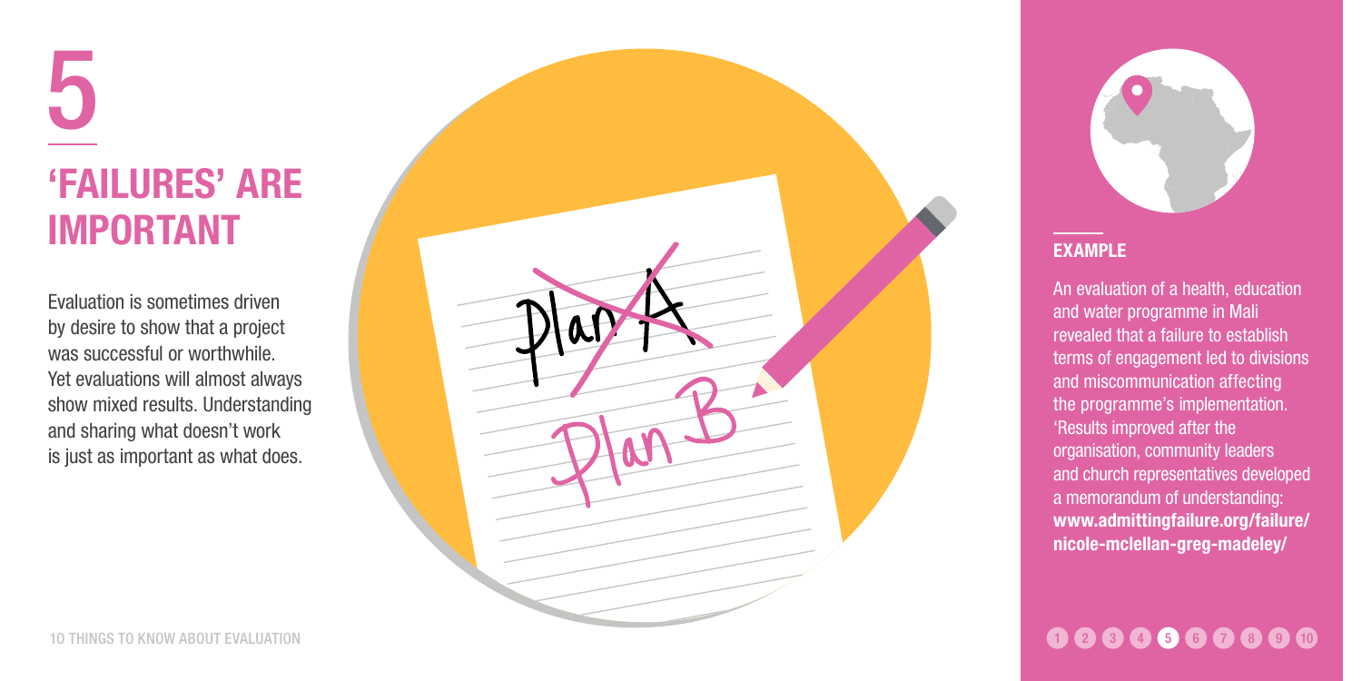# 5

## 'FAILURES' ARE IMPORTANT

Evaluation is sometimes driven by desire to show that a project was successful or worthwhile. Yet evaluations will almost always show mixed results. Understanding and sharing what doesn't work is just as important as what does.

### EXAMPLE

An evaluation of a health, education and water programme in Mali revealed that a failure to establish terms of engagement led to divisions and miscommunication affecting the programme's implementation. 'Results improved after the organisation, community leaders and church representatives developed a memorandum of understanding: **www.admittingfailure.org/failure/nicole-mclellan-greg-madeley/**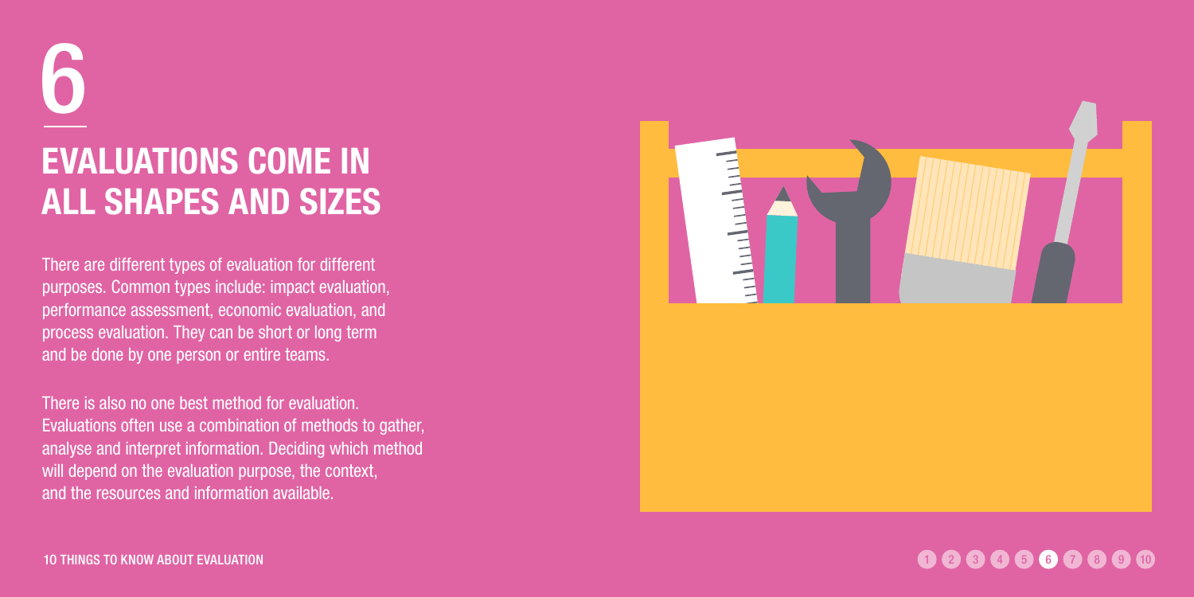# 6

## EVALUATIONS COME IN ALL SHAPES AND SIZES

There are different types of evaluation for different purposes. Common types include: impact evaluation, performance assessment, economic evaluation, and process evaluation. They can be short or long term and be done by one person or entire teams.

There is also no one best method for evaluation. Evaluations often use a combination of methods to gather, analyse and interpret information. Deciding which method will depend on the evaluation purpose, the context, and the resources and information available.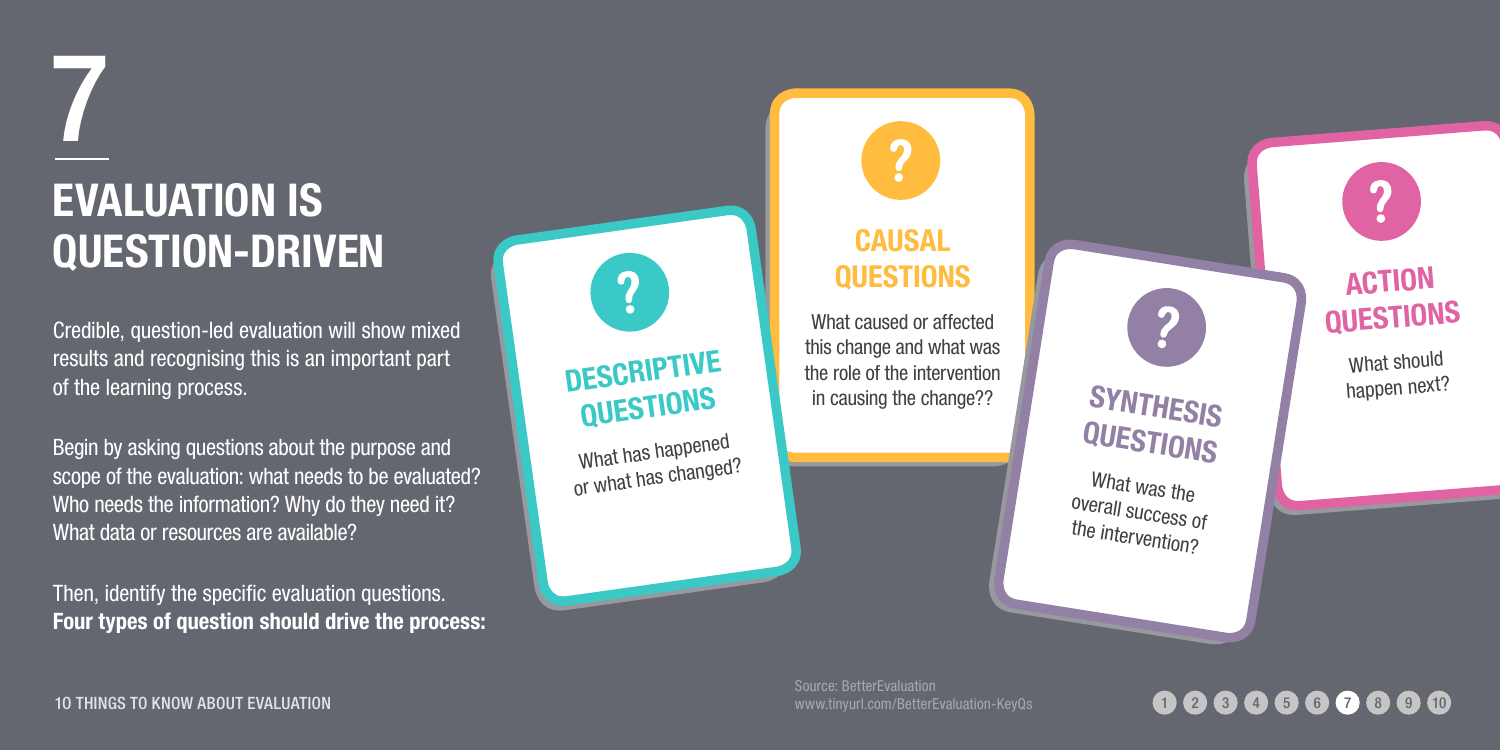# 7

## EVALUATION IS QUESTION-DRIVEN

Credible, question-led evaluation will show mixed results and recognising this is an important part of the learning process.

Begin by asking questions about the purpose and scope of the evaluation: what needs to be evaluated? Who needs the information? Why do they need it? What data or resources are available?

Then, identify the specific evaluation questions. **Four types of question should drive the process:**

### DESCRIPTIVE QUESTIONS

What has happened or what has changed?

### CAUSAL QUESTIONS

What caused or affected this change and what was the role of the intervention in causing the change??

### SYNTHESIS QUESTIONS

What was the overall success of the intervention?

### ACTION QUESTIONS

What should happen next?

Source: BetterEvaluation
www.tinyurl.com/BetterEvaluation-KeyQs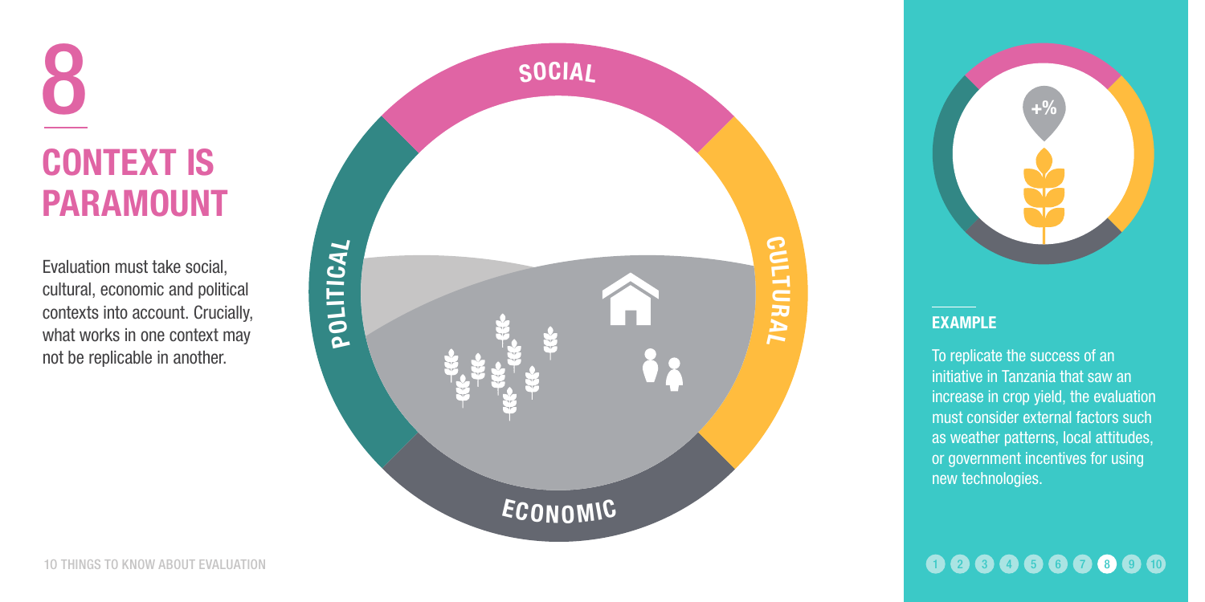# 8

## CONTEXT IS PARAMOUNT

Evaluation must take social, cultural, economic and political contexts into account. Crucially, what works in one context may not be replicable in another.

SOCIAL

POLITICAL

CULTURAL

ECONOMIC

+%

### EXAMPLE

To replicate the success of an initiative in Tanzania that saw an increase in crop yield, the evaluation must consider external factors such as weather patterns, local attitudes, or government incentives for using new technologies.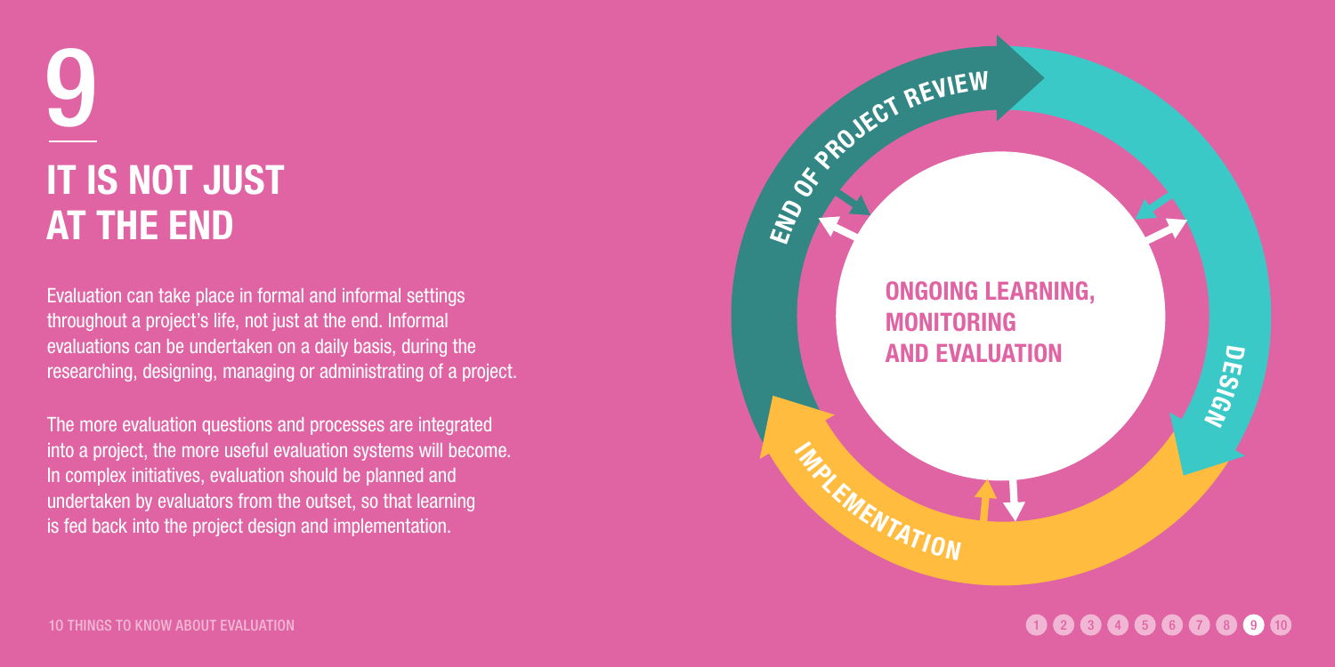# 9

## IT IS NOT JUST AT THE END

Evaluation can take place in formal and informal settings throughout a project's life, not just at the end. Informal evaluations can be undertaken on a daily basis, during the researching, designing, managing or administrating of a project.

The more evaluation questions and processes are integrated into a project, the more useful evaluation systems will become. In complex initiatives, evaluation should be planned and undertaken by evaluators from the outset, so that learning is fed back into the project design and implementation.

END OF PROJECT REVIEW

DESIGN

IMPLEMENTATION

ONGOING LEARNING, MONITORING AND EVALUATION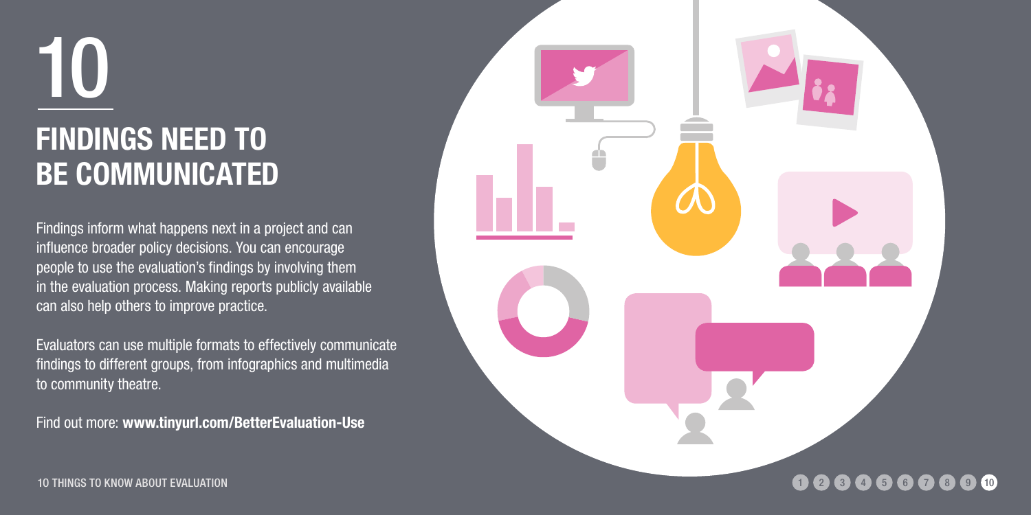# 10

## FINDINGS NEED TO BE COMMUNICATED

Findings inform what happens next in a project and can influence broader policy decisions. You can encourage people to use the evaluation's findings by involving them in the evaluation process. Making reports publicly available can also help others to improve practice.

Evaluators can use multiple formats to effectively communicate findings to different groups, from infographics and multimedia to community theatre.

Find out more: **www.tinyurl.com/BetterEvaluation-Use**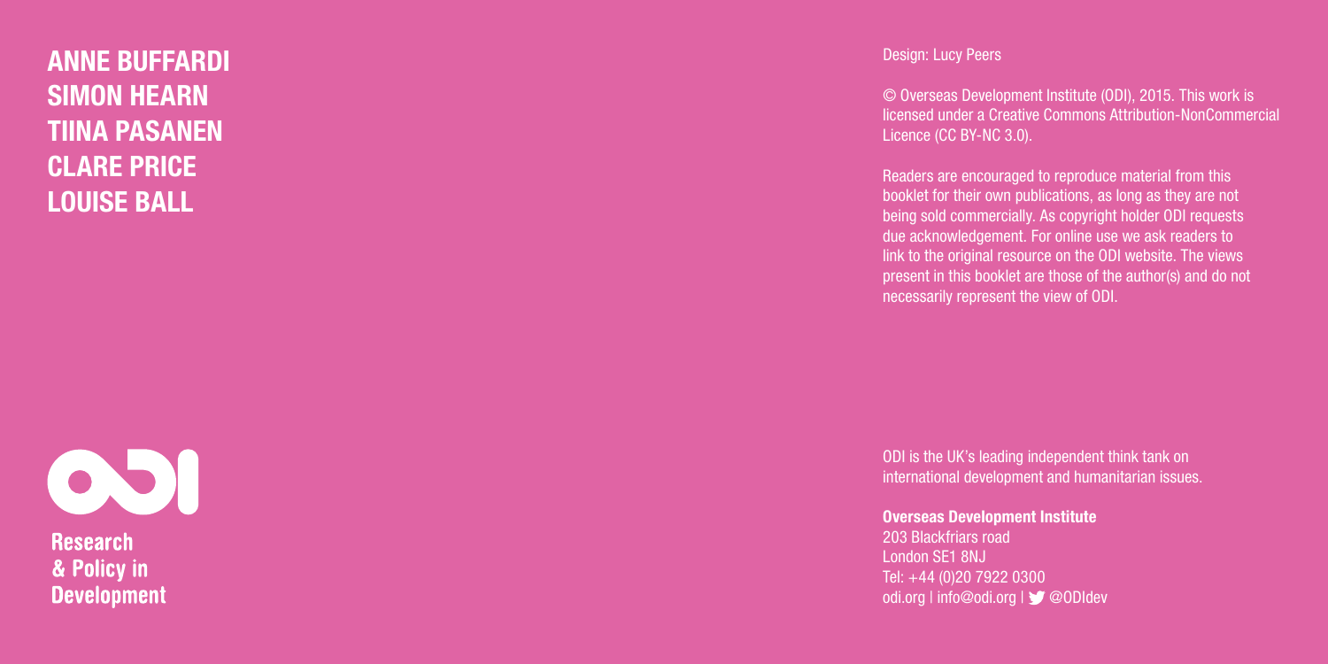**ANNE BUFFARDI**
**SIMON HEARN**
**TIINA PASANEN**
**CLARE PRICE**
**LOUISE BALL**

**Research & Policy in Development**

Design: Lucy Peers

© Overseas Development Institute (ODI), 2015. This work is licensed under a Creative Commons Attribution-NonCommercial Licence (CC BY-NC 3.0).

Readers are encouraged to reproduce material from this booklet for their own publications, as long as they are not being sold commercially. As copyright holder ODI requests due acknowledgement. For online use we ask readers to link to the original resource on the ODI website. The views present in this booklet are those of the author(s) and do not necessarily represent the view of ODI.

ODI is the UK's leading independent think tank on international development and humanitarian issues.

**Overseas Development Institute**
203 Blackfriars road
London SE1 8NJ
Tel: +44 (0)20 7922 0300
odi.org | info@odi.org | @ODIdev